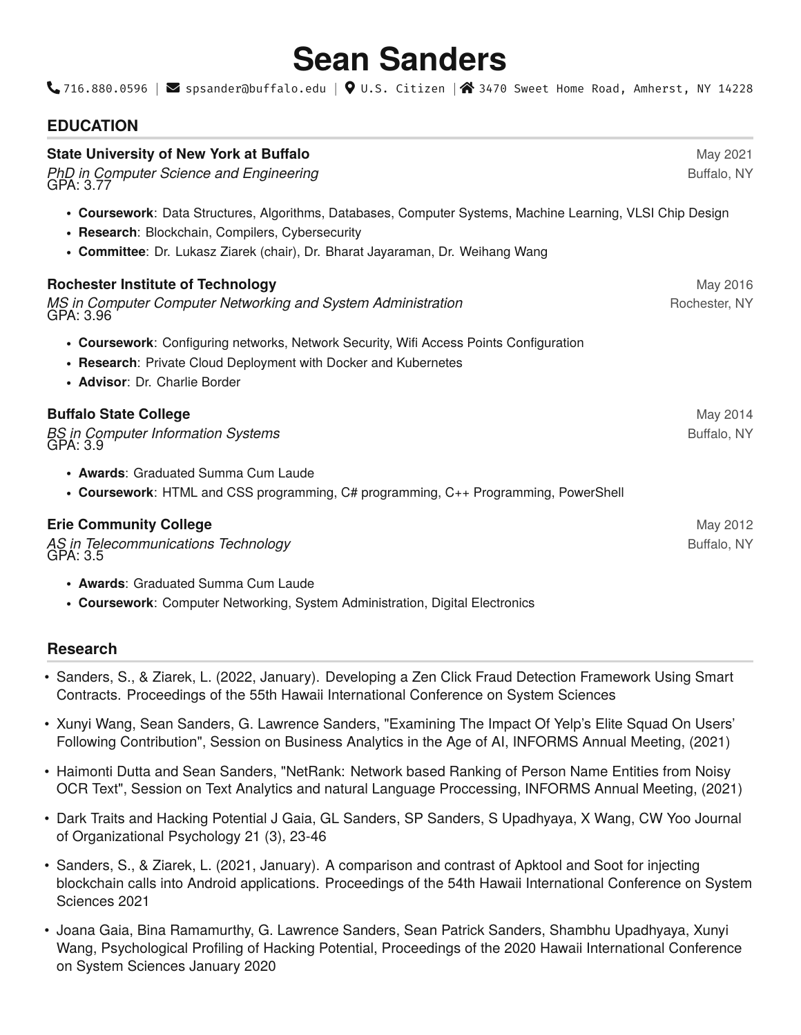# Sean Sanders

716.880.0596 | spsander@buffalo.edu | U.S. Citizen | 3470 Sweet Home Road, Amherst, NY 14228

## EDUCATION

**State University of New York at Buffalo** — May 2021
*PhD in Computer Science and Engineering* — Buffalo, NY
GPA: 3.77

- **Coursework**: Data Structures, Algorithms, Databases, Computer Systems, Machine Learning, VLSI Chip Design
- **Research**: Blockchain, Compilers, Cybersecurity
- **Committee**: Dr. Lukasz Ziarek (chair), Dr. Bharat Jayaraman, Dr. Weihang Wang

**Rochester Institute of Technology** — May 2016
*MS in Computer Computer Networking and System Administration* — Rochester, NY
GPA: 3.96

- **Coursework**: Configuring networks, Network Security, Wifi Access Points Configuration
- **Research**: Private Cloud Deployment with Docker and Kubernetes
- **Advisor**: Dr. Charlie Border

**Buffalo State College** — May 2014
*BS in Computer Information Systems* — Buffalo, NY
GPA: 3.9

- **Awards**: Graduated Summa Cum Laude
- **Coursework**: HTML and CSS programming, C# programming, C++ Programming, PowerShell

**Erie Community College** — May 2012
*AS in Telecommunications Technology* — Buffalo, NY
GPA: 3.5

- **Awards**: Graduated Summa Cum Laude
- **Coursework**: Computer Networking, System Administration, Digital Electronics

## Research

- Sanders, S., & Ziarek, L. (2022, January). Developing a Zen Click Fraud Detection Framework Using Smart Contracts. Proceedings of the 55th Hawaii International Conference on System Sciences
- Xunyi Wang, Sean Sanders, G. Lawrence Sanders, "Examining The Impact Of Yelp's Elite Squad On Users' Following Contribution", Session on Business Analytics in the Age of AI, INFORMS Annual Meeting, (2021)
- Haimonti Dutta and Sean Sanders, "NetRank: Network based Ranking of Person Name Entities from Noisy OCR Text", Session on Text Analytics and natural Language Proccessing, INFORMS Annual Meeting, (2021)
- Dark Traits and Hacking Potential J Gaia, GL Sanders, SP Sanders, S Upadhyaya, X Wang, CW Yoo Journal of Organizational Psychology 21 (3), 23-46
- Sanders, S., & Ziarek, L. (2021, January). A comparison and contrast of Apktool and Soot for injecting blockchain calls into Android applications. Proceedings of the 54th Hawaii International Conference on System Sciences 2021
- Joana Gaia, Bina Ramamurthy, G. Lawrence Sanders, Sean Patrick Sanders, Shambhu Upadhyaya, Xunyi Wang, Psychological Profiling of Hacking Potential, Proceedings of the 2020 Hawaii International Conference on System Sciences January 2020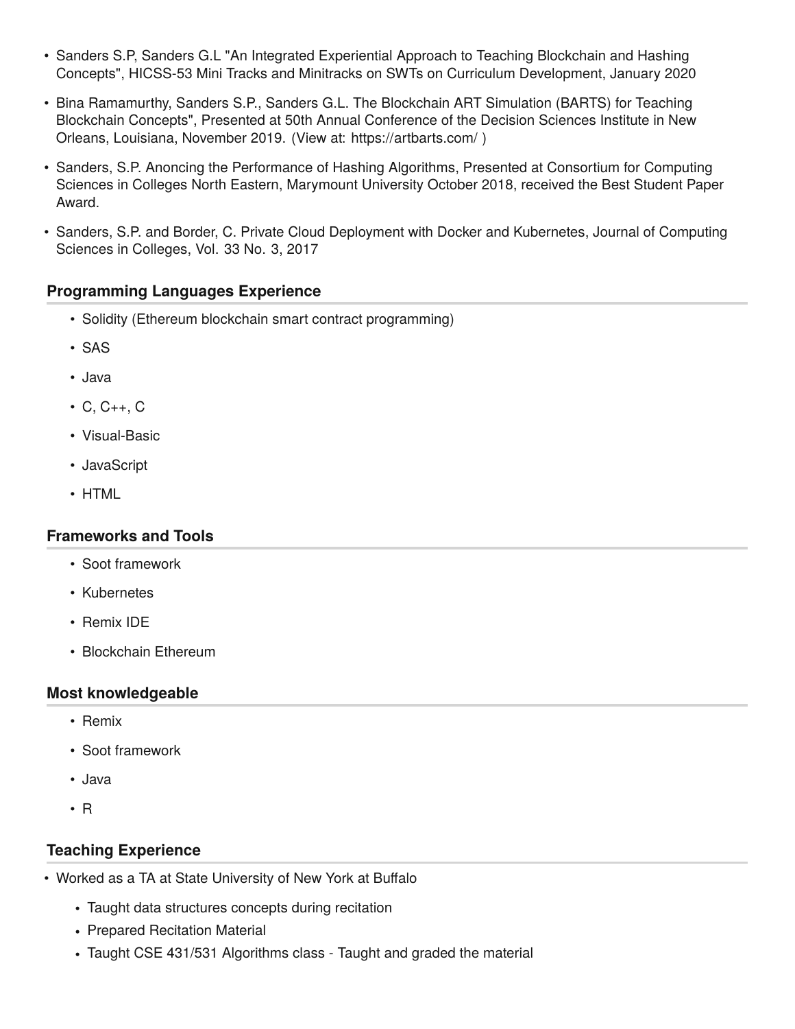- Sanders S.P, Sanders G.L "An Integrated Experiential Approach to Teaching Blockchain and Hashing Concepts", HICSS-53 Mini Tracks and Minitracks on SWTs on Curriculum Development, January 2020
- Bina Ramamurthy, Sanders S.P., Sanders G.L. The Blockchain ART Simulation (BARTS) for Teaching Blockchain Concepts", Presented at 50th Annual Conference of the Decision Sciences Institute in New Orleans, Louisiana, November 2019. (View at: https://artbarts.com/ )
- Sanders, S.P. Anoncing the Performance of Hashing Algorithms, Presented at Consortium for Computing Sciences in Colleges North Eastern, Marymount University October 2018, received the Best Student Paper Award.
- Sanders, S.P. and Border, C. Private Cloud Deployment with Docker and Kubernetes, Journal of Computing Sciences in Colleges, Vol. 33 No. 3, 2017

### Programming Languages Experience

- Solidity (Ethereum blockchain smart contract programming)
- SAS
- Java
- C, C++, C
- Visual-Basic
- JavaScript
- HTML

### Frameworks and Tools

- Soot framework
- Kubernetes
- Remix IDE
- Blockchain Ethereum

### Most knowledgeable

- Remix
- Soot framework
- Java
- R

### Teaching Experience

- Worked as a TA at State University of New York at Buffalo
  - Taught data structures concepts during recitation
  - Prepared Recitation Material
  - Taught CSE 431/531 Algorithms class - Taught and graded the material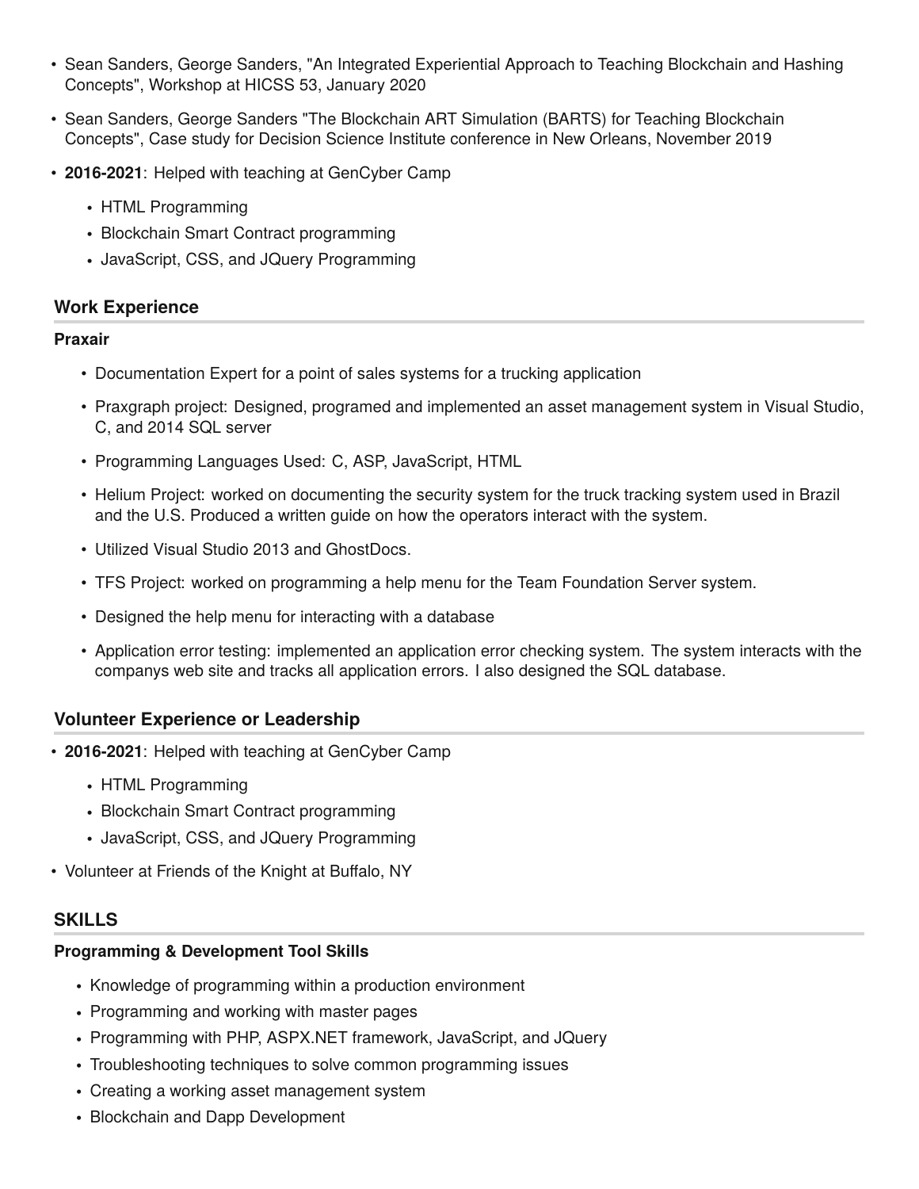- Sean Sanders, George Sanders, "An Integrated Experiential Approach to Teaching Blockchain and Hashing Concepts", Workshop at HICSS 53, January 2020
- Sean Sanders, George Sanders "The Blockchain ART Simulation (BARTS) for Teaching Blockchain Concepts", Case study for Decision Science Institute conference in New Orleans, November 2019
- **2016-2021**: Helped with teaching at GenCyber Camp
  - HTML Programming
  - Blockchain Smart Contract programming
  - JavaScript, CSS, and JQuery Programming

## Work Experience

**Praxair**

- Documentation Expert for a point of sales systems for a trucking application
- Praxgraph project: Designed, programed and implemented an asset management system in Visual Studio, C, and 2014 SQL server
- Programming Languages Used: C, ASP, JavaScript, HTML
- Helium Project: worked on documenting the security system for the truck tracking system used in Brazil and the U.S. Produced a written guide on how the operators interact with the system.
- Utilized Visual Studio 2013 and GhostDocs.
- TFS Project: worked on programming a help menu for the Team Foundation Server system.
- Designed the help menu for interacting with a database
- Application error testing: implemented an application error checking system. The system interacts with the companys web site and tracks all application errors. I also designed the SQL database.

## Volunteer Experience or Leadership

- **2016-2021**: Helped with teaching at GenCyber Camp
  - HTML Programming
  - Blockchain Smart Contract programming
  - JavaScript, CSS, and JQuery Programming
- Volunteer at Friends of the Knight at Buffalo, NY

## SKILLS

**Programming & Development Tool Skills**

- Knowledge of programming within a production environment
- Programming and working with master pages
- Programming with PHP, ASPX.NET framework, JavaScript, and JQuery
- Troubleshooting techniques to solve common programming issues
- Creating a working asset management system
- Blockchain and Dapp Development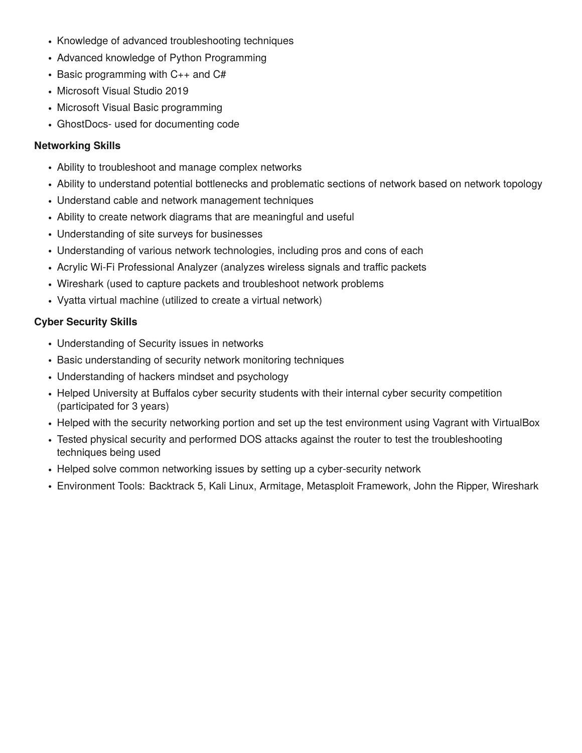- Knowledge of advanced troubleshooting techniques
- Advanced knowledge of Python Programming
- Basic programming with C++ and C#
- Microsoft Visual Studio 2019
- Microsoft Visual Basic programming
- GhostDocs- used for documenting code

**Networking Skills**

- Ability to troubleshoot and manage complex networks
- Ability to understand potential bottlenecks and problematic sections of network based on network topology
- Understand cable and network management techniques
- Ability to create network diagrams that are meaningful and useful
- Understanding of site surveys for businesses
- Understanding of various network technologies, including pros and cons of each
- Acrylic Wi-Fi Professional Analyzer (analyzes wireless signals and traffic packets
- Wireshark (used to capture packets and troubleshoot network problems
- Vyatta virtual machine (utilized to create a virtual network)

**Cyber Security Skills**

- Understanding of Security issues in networks
- Basic understanding of security network monitoring techniques
- Understanding of hackers mindset and psychology
- Helped University at Buffalos cyber security students with their internal cyber security competition (participated for 3 years)
- Helped with the security networking portion and set up the test environment using Vagrant with VirtualBox
- Tested physical security and performed DOS attacks against the router to test the troubleshooting techniques being used
- Helped solve common networking issues by setting up a cyber-security network
- Environment Tools: Backtrack 5, Kali Linux, Armitage, Metasploit Framework, John the Ripper, Wireshark